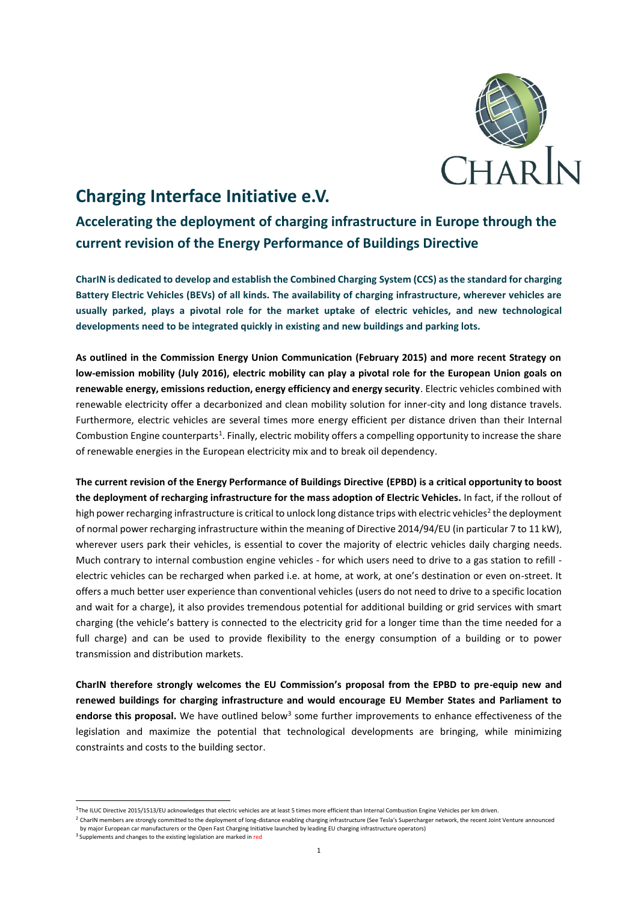# Charging Interface Initiative e.V.

## Accelerating the deployment of charging infrastructure in Europe through the current revision of the Energy Performance of Buildings Directive

**CharIN is dedicated to develop and establish the Combined Charging System (CCS) as the standard for charging Battery Electric Vehicles (BEVs) of all kinds. The availability of charging infrastructure, wherever vehicles are usually parked, plays a pivotal role for the market uptake of electric vehicles, and new technological developments need to be integrated quickly in existing and new buildings and parking lots.**

**As outlined in the Commission Energy Union Communication (February 2015) and more recent Strategy on low-emission mobility (July 2016), electric mobility can play a pivotal role for the European Union goals on renewable energy, emissions reduction, energy efficiency and energy security**. Electric vehicles combined with renewable electricity offer a decarbonized and clean mobility solution for inner-city and long distance travels. Furthermore, electric vehicles are several times more energy efficient per distance driven than their Internal Combustion Engine counterparts[1]. Finally, electric mobility offers a compelling opportunity to increase the share of renewable energies in the European electricity mix and to break oil dependency.

**The current revision of the Energy Performance of Buildings Directive (EPBD) is a critical opportunity to boost the deployment of recharging infrastructure for the mass adoption of Electric Vehicles.** In fact, if the rollout of high power recharging infrastructure is critical to unlock long distance trips with electric vehicles[2] the deployment of normal power recharging infrastructure within the meaning of Directive 2014/94/EU (in particular 7 to 11 kW), wherever users park their vehicles, is essential to cover the majority of electric vehicles daily charging needs. Much contrary to internal combustion engine vehicles - for which users need to drive to a gas station to refill - electric vehicles can be recharged when parked i.e. at home, at work, at one's destination or even on-street. It offers a much better user experience than conventional vehicles (users do not need to drive to a specific location and wait for a charge), it also provides tremendous potential for additional building or grid services with smart charging (the vehicle's battery is connected to the electricity grid for a longer time than the time needed for a full charge) and can be used to provide flexibility to the energy consumption of a building or to power transmission and distribution markets.

**CharIN therefore strongly welcomes the EU Commission's proposal from the EPBD to pre-equip new and renewed buildings for charging infrastructure and would encourage EU Member States and Parliament to endorse this proposal.** We have outlined below[3] some further improvements to enhance effectiveness of the legislation and maximize the potential that technological developments are bringing, while minimizing constraints and costs to the building sector.

---

[1] The ILUC Directive 2015/1513/EU acknowledges that electric vehicles are at least 5 times more efficient than Internal Combustion Engine Vehicles per km driven.

[2] CharIN members are strongly committed to the deployment of long-distance enabling charging infrastructure (See Tesla's Supercharger network, the recent Joint Venture announced by major European car manufacturers or the Open Fast Charging Initiative launched by leading EU charging infrastructure operators)

[3] Supplements and changes to the existing legislation are marked in red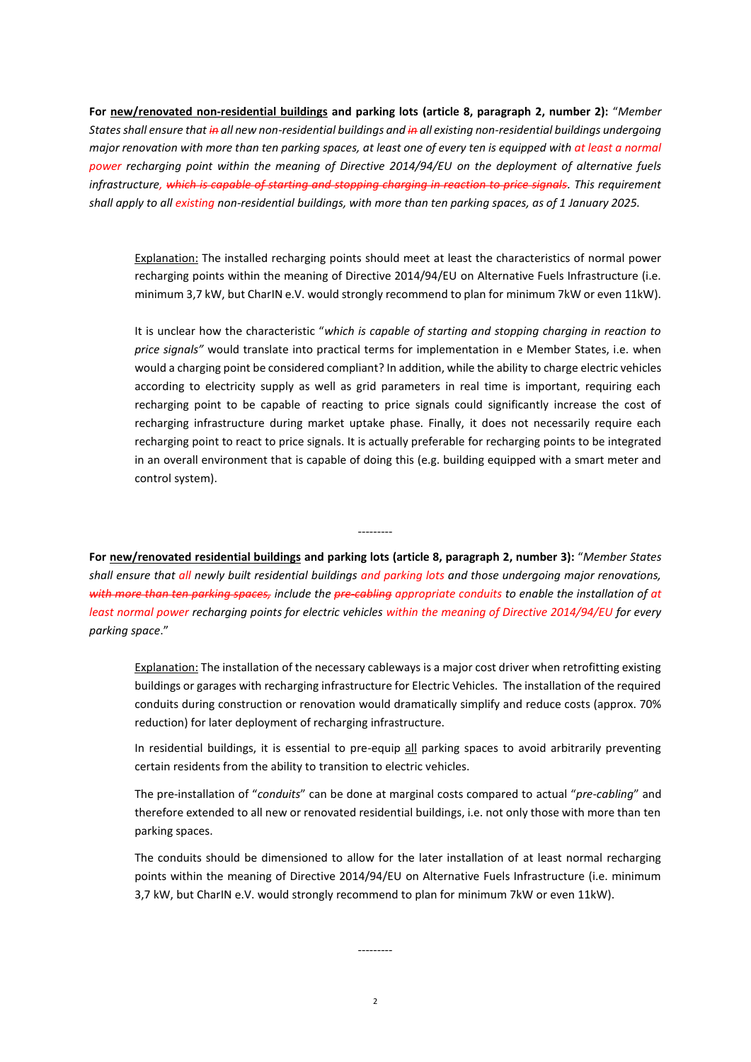**For new/renovated non-residential buildings and parking lots (article 8, paragraph 2, number 2):** "*Member States shall ensure that ~~in~~ all new non-residential buildings and ~~in~~ all existing non-residential buildings undergoing major renovation with more than ten parking spaces, at least one of every ten is equipped with at least a normal power recharging point within the meaning of Directive 2014/94/EU on the deployment of alternative fuels infrastructure, ~~which is capable of starting and stopping charging in reaction to price signals~~. This requirement shall apply to all existing non-residential buildings, with more than ten parking spaces, as of 1 January 2025.*

Explanation: The installed recharging points should meet at least the characteristics of normal power recharging points within the meaning of Directive 2014/94/EU on Alternative Fuels Infrastructure (i.e. minimum 3,7 kW, but CharIN e.V. would strongly recommend to plan for minimum 7kW or even 11kW).

It is unclear how the characteristic "*which is capable of starting and stopping charging in reaction to price signals"* would translate into practical terms for implementation in e Member States, i.e. when would a charging point be considered compliant? In addition, while the ability to charge electric vehicles according to electricity supply as well as grid parameters in real time is important, requiring each recharging point to be capable of reacting to price signals could significantly increase the cost of recharging infrastructure during market uptake phase. Finally, it does not necessarily require each recharging point to react to price signals. It is actually preferable for recharging points to be integrated in an overall environment that is capable of doing this (e.g. building equipped with a smart meter and control system).

---------

**For new/renovated residential buildings and parking lots (article 8, paragraph 2, number 3):** "*Member States shall ensure that all newly built residential buildings and parking lots and those undergoing major renovations, ~~with more than ten parking spaces,~~ include the ~~pre-cabling~~ appropriate conduits to enable the installation of at least normal power recharging points for electric vehicles within the meaning of Directive 2014/94/EU for every parking space*."

Explanation: The installation of the necessary cableways is a major cost driver when retrofitting existing buildings or garages with recharging infrastructure for Electric Vehicles. The installation of the required conduits during construction or renovation would dramatically simplify and reduce costs (approx. 70% reduction) for later deployment of recharging infrastructure.

In residential buildings, it is essential to pre-equip all parking spaces to avoid arbitrarily preventing certain residents from the ability to transition to electric vehicles.

The pre-installation of "*conduits*" can be done at marginal costs compared to actual "*pre-cabling*" and therefore extended to all new or renovated residential buildings, i.e. not only those with more than ten parking spaces.

The conduits should be dimensioned to allow for the later installation of at least normal recharging points within the meaning of Directive 2014/94/EU on Alternative Fuels Infrastructure (i.e. minimum 3,7 kW, but CharIN e.V. would strongly recommend to plan for minimum 7kW or even 11kW).

---------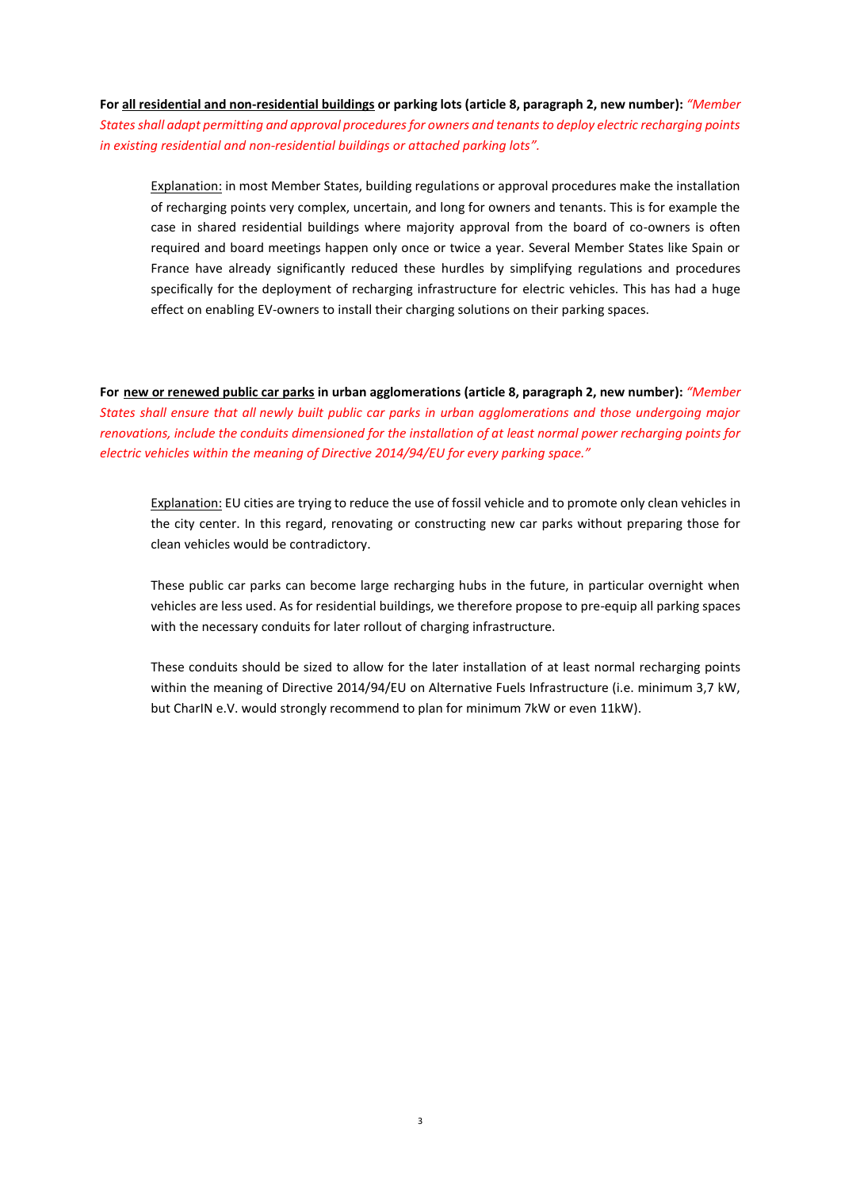**For <u>all residential and non-residential buildings</u> or parking lots (article 8, paragraph 2, new number):** *"Member States shall adapt permitting and approval procedures for owners and tenants to deploy electric recharging points in existing residential and non-residential buildings or attached parking lots".*

> <u>Explanation:</u> in most Member States, building regulations or approval procedures make the installation of recharging points very complex, uncertain, and long for owners and tenants. This is for example the case in shared residential buildings where majority approval from the board of co-owners is often required and board meetings happen only once or twice a year. Several Member States like Spain or France have already significantly reduced these hurdles by simplifying regulations and procedures specifically for the deployment of recharging infrastructure for electric vehicles. This has had a huge effect on enabling EV-owners to install their charging solutions on their parking spaces.

**For <u>new or renewed public car parks</u> in urban agglomerations (article 8, paragraph 2, new number):** *"Member States shall ensure that all newly built public car parks in urban agglomerations and those undergoing major renovations, include the conduits dimensioned for the installation of at least normal power recharging points for electric vehicles within the meaning of Directive 2014/94/EU for every parking space."*

> <u>Explanation:</u> EU cities are trying to reduce the use of fossil vehicle and to promote only clean vehicles in the city center. In this regard, renovating or constructing new car parks without preparing those for clean vehicles would be contradictory.
>
> These public car parks can become large recharging hubs in the future, in particular overnight when vehicles are less used. As for residential buildings, we therefore propose to pre-equip all parking spaces with the necessary conduits for later rollout of charging infrastructure.
>
> These conduits should be sized to allow for the later installation of at least normal recharging points within the meaning of Directive 2014/94/EU on Alternative Fuels Infrastructure (i.e. minimum 3,7 kW, but CharIN e.V. would strongly recommend to plan for minimum 7kW or even 11kW).